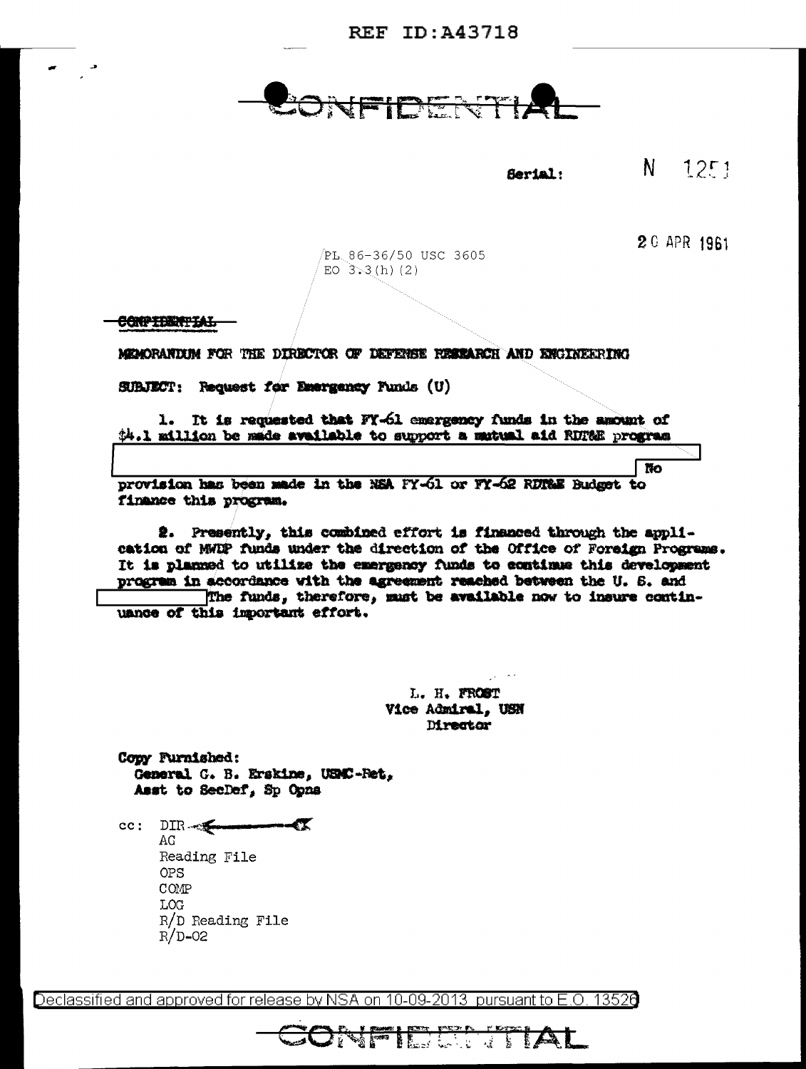REF ID:A43718

CONFIDENTIAL

Serial: N 1251

20 APR 1961

PL 86-36/50 USC 3605
EO 3.3(h)(2)

CONFIDENTIAL

MEMORANDUM FOR THE DIRECTOR OF DEFENSE RESEARCH AND ENGINEERING

SUBJECT: Request for Emergency Funds (U)

1. It is requested that FY-61 emergency funds in the amount of $4.1 million be made available to support a mutual aid RDT&E program [redacted] No provision has been made in the NSA FY-61 or FY-62 RDT&E Budget to finance this program.

2. Presently, this combined effort is financed through the application of MWDP funds under the direction of the Office of Foreign Programs. It is planned to utilize the emergency funds to continue this development program in accordance with the agreement reached between the U. S. and [redacted] The funds, therefore, must be available now to insure continuance of this important effort.

L. H. FROST
Vice Admiral, USN
Director

Copy Furnished:
General G. B. Erskine, USMC-Ret,
Asst to SecDef, Sp Opns

cc: DIR
AG
Reading File
OPS
COMP
LOG
R/D Reading File
R/D-02

Declassified and approved for release by NSA on 10-09-2013 pursuant to E.O. 13526

CONFIDENTIAL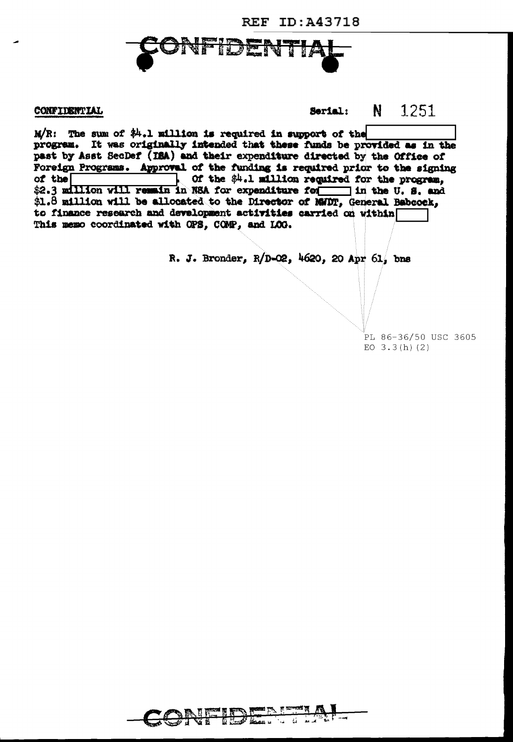REF ID:A43718

CONFIDENTIAL

CONFIDENTIAL

Serial: N 1251

M/R: The sum of $4.1 million is required in support of the [redacted] program. It was originally intended that these funds be provided as in the past by Asst SecDef (ISA) and their expenditure directed by the Office of Foreign Programs. Approval of the funding is required prior to the signing of the [redacted]. Of the $4.1 million required for the program, $2.3 million will remain in NSA for expenditure for [redacted] in the U. S. and $1.8 million will be allocated to the Director of MWDT, General Babcock, to finance research and development activities carried on within [redacted] This memo coordinated with OPS, COMP, and LOG.

R. J. Bronder, R/D-02, 4620, 20 Apr 61, bns

PL 86-36/50 USC 3605
EO 3.3(h)(2)

CONFIDENTIAL